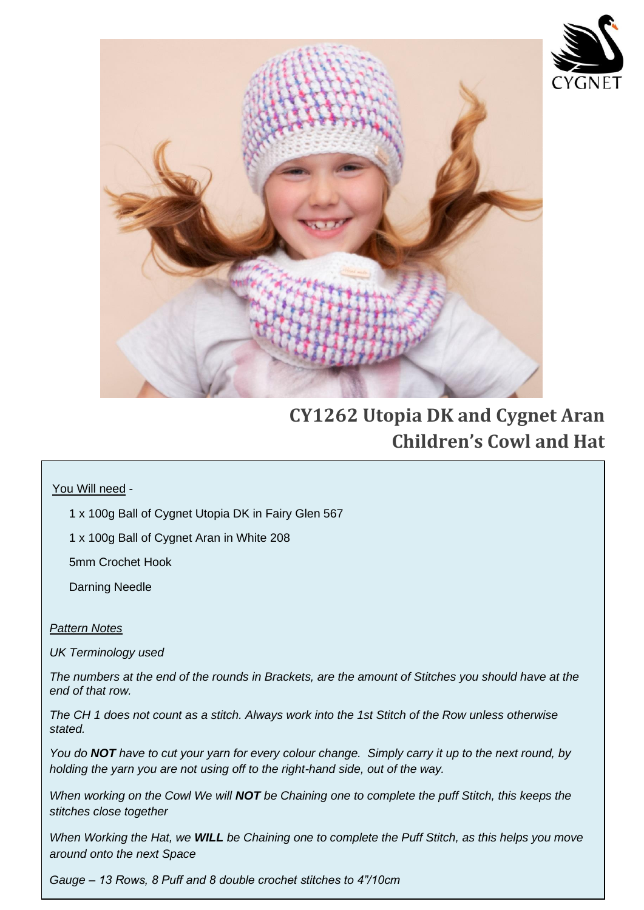# CY1262 Utopia DK and Cygnet Aran Children's Cowl and Hat

You Will need -

1 x 100g Ball of Cygnet Utopia DK in Fairy Glen 567

1 x 100g Ball of Cygnet Aran in White 208

5mm Crochet Hook

Darning Needle

*Pattern Notes*

*UK Terminology used*

*The numbers at the end of the rounds in Brackets, are the amount of Stitches you should have at the end of that row.*

*The CH 1 does not count as a stitch. Always work into the 1st Stitch of the Row unless otherwise stated.*

*You do **NOT** have to cut your yarn for every colour change. Simply carry it up to the next round, by holding the yarn you are not using off to the right-hand side, out of the way.*

*When working on the Cowl We will **NOT** be Chaining one to complete the puff Stitch, this keeps the stitches close together*

*When Working the Hat, we **WILL** be Chaining one to complete the Puff Stitch, as this helps you move around onto the next Space*

*Gauge – 13 Rows, 8 Puff and 8 double crochet stitches to 4"/10cm*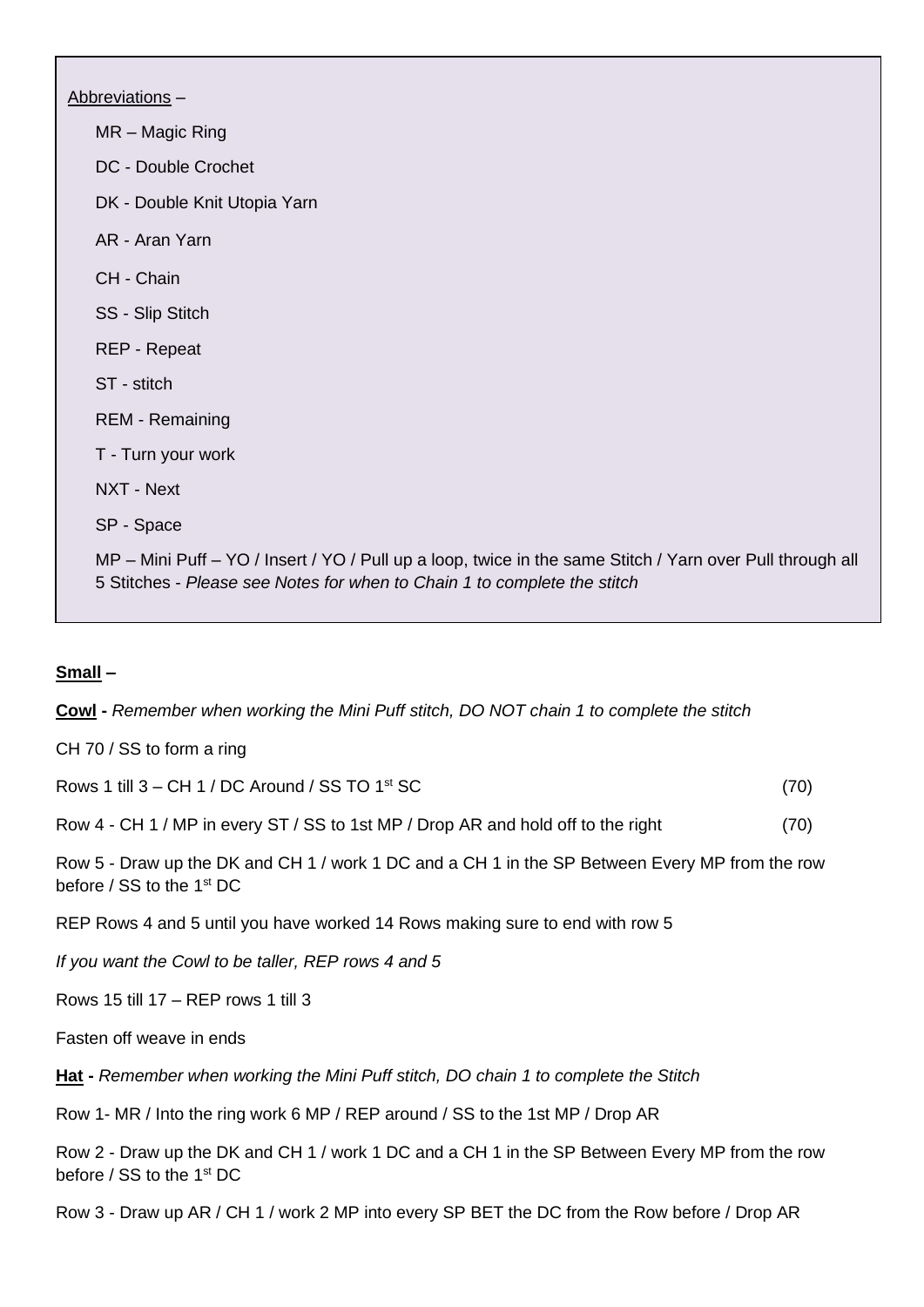Abbreviations –

- MR – Magic Ring
- DC - Double Crochet
- DK - Double Knit Utopia Yarn
- AR - Aran Yarn
- CH - Chain
- SS - Slip Stitch
- REP - Repeat
- ST - stitch
- REM - Remaining
- T - Turn your work
- NXT - Next
- SP - Space
- MP – Mini Puff – YO / Insert / YO / Pull up a loop, twice in the same Stitch / Yarn over Pull through all 5 Stitches - *Please see Notes for when to Chain 1 to complete the stitch*

**Small –**

**Cowl -** *Remember when working the Mini Puff stitch, DO NOT chain 1 to complete the stitch*

CH 70 / SS to form a ring

Rows 1 till 3 – CH 1 / DC Around / SS TO 1st SC (70)

Row 4 - CH 1 / MP in every ST / SS to 1st MP / Drop AR and hold off to the right (70)

Row 5 - Draw up the DK and CH 1 / work 1 DC and a CH 1 in the SP Between Every MP from the row before / SS to the 1st DC

REP Rows 4 and 5 until you have worked 14 Rows making sure to end with row 5

*If you want the Cowl to be taller, REP rows 4 and 5*

Rows 15 till 17 – REP rows 1 till 3

Fasten off weave in ends

**Hat -** *Remember when working the Mini Puff stitch, DO chain 1 to complete the Stitch*

Row 1- MR / Into the ring work 6 MP / REP around / SS to the 1st MP / Drop AR

Row 2 - Draw up the DK and CH 1 / work 1 DC and a CH 1 in the SP Between Every MP from the row before / SS to the 1st DC

Row 3 - Draw up AR / CH 1 / work 2 MP into every SP BET the DC from the Row before / Drop AR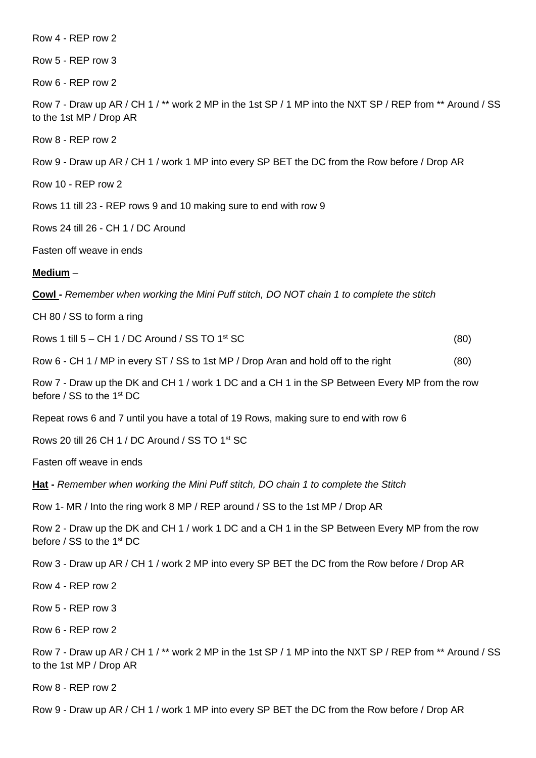Row 4 - REP row 2

Row 5 - REP row 3

Row 6 - REP row 2

Row 7 - Draw up AR / CH 1 / ** work 2 MP in the 1st SP / 1 MP into the NXT SP / REP from ** Around / SS to the 1st MP / Drop AR

Row 8 - REP row 2

Row 9 - Draw up AR / CH 1 / work 1 MP into every SP BET the DC from the Row before / Drop AR

Row 10 - REP row 2

Rows 11 till 23 - REP rows 9 and 10 making sure to end with row 9

Rows 24 till 26 - CH 1 / DC Around

Fasten off weave in ends

**Medium** –

**Cowl -** *Remember when working the Mini Puff stitch, DO NOT chain 1 to complete the stitch*

CH 80 / SS to form a ring

Rows 1 till 5 – CH 1 / DC Around / SS TO 1st SC (80)

Row 6 - CH 1 / MP in every ST / SS to 1st MP / Drop Aran and hold off to the right (80)

Row 7 - Draw up the DK and CH 1 / work 1 DC and a CH 1 in the SP Between Every MP from the row before / SS to the 1st DC

Repeat rows 6 and 7 until you have a total of 19 Rows, making sure to end with row 6

Rows 20 till 26 CH 1 / DC Around / SS TO 1st SC

Fasten off weave in ends

**Hat -** *Remember when working the Mini Puff stitch, DO chain 1 to complete the Stitch*

Row 1- MR / Into the ring work 8 MP / REP around / SS to the 1st MP / Drop AR

Row 2 - Draw up the DK and CH 1 / work 1 DC and a CH 1 in the SP Between Every MP from the row before / SS to the 1st DC

Row 3 - Draw up AR / CH 1 / work 2 MP into every SP BET the DC from the Row before / Drop AR

Row 4 - REP row 2

Row 5 - REP row 3

Row 6 - REP row 2

Row 7 - Draw up AR / CH 1 / ** work 2 MP in the 1st SP / 1 MP into the NXT SP / REP from ** Around / SS to the 1st MP / Drop AR

Row 8 - REP row 2

Row 9 - Draw up AR / CH 1 / work 1 MP into every SP BET the DC from the Row before / Drop AR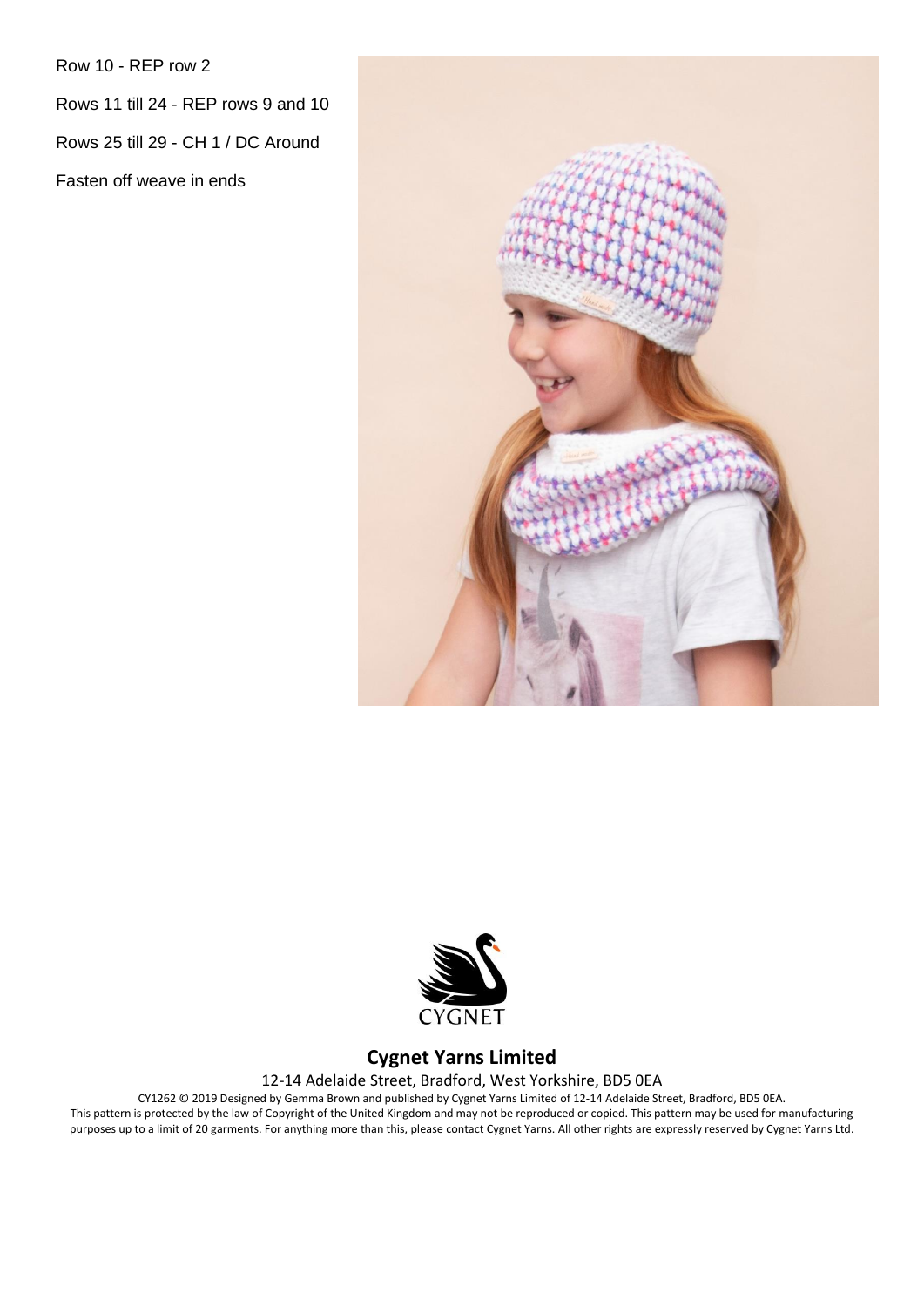Row 10 - REP row 2

Rows 11 till 24 - REP rows 9 and 10

Rows 25 till 29 - CH 1 / DC Around

Fasten off weave in ends

CYGNET

**Cygnet Yarns Limited**

12-14 Adelaide Street, Bradford, West Yorkshire, BD5 0EA

CY1262 © 2019 Designed by Gemma Brown and published by Cygnet Yarns Limited of 12-14 Adelaide Street, Bradford, BD5 0EA.
This pattern is protected by the law of Copyright of the United Kingdom and may not be reproduced or copied. This pattern may be used for manufacturing purposes up to a limit of 20 garments. For anything more than this, please contact Cygnet Yarns. All other rights are expressly reserved by Cygnet Yarns Ltd.